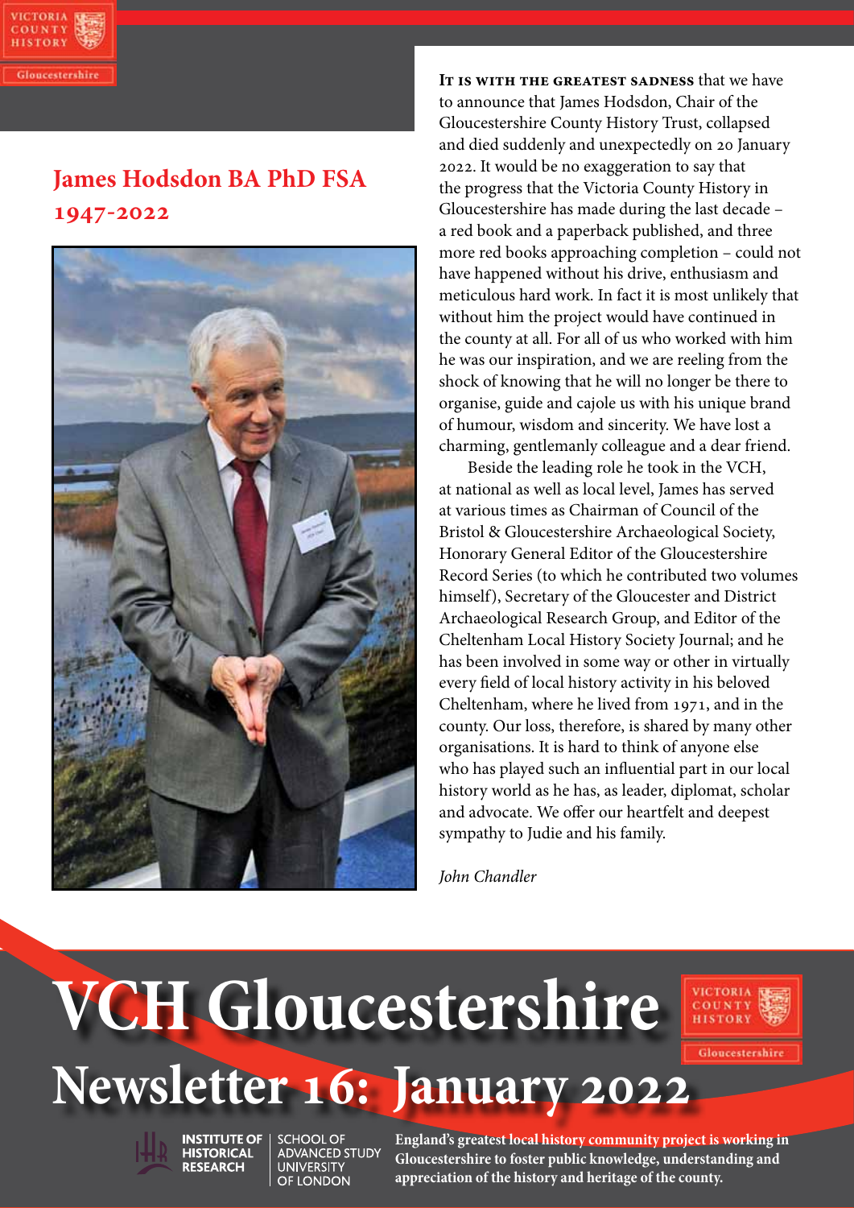# VCH Gloucestershire

## Newsletter 16: January 2022

England's greatest local history community project is working in Gloucestershire to foster public knowledge, understanding and appreciation of the history and heritage of the county.

## James Hodsdon BA PhD FSA 1947-2022

**It is with the greatest sadness** that we have to announce that James Hodsdon, Chair of the Gloucestershire County History Trust, collapsed and died suddenly and unexpectedly on 20 January 2022. It would be no exaggeration to say that the progress that the Victoria County History in Gloucestershire has made during the last decade – a red book and a paperback published, and three more red books approaching completion – could not have happened without his drive, enthusiasm and meticulous hard work. In fact it is most unlikely that without him the project would have continued in the county at all. For all of us who worked with him he was our inspiration, and we are reeling from the shock of knowing that he will no longer be there to organise, guide and cajole us with his unique brand of humour, wisdom and sincerity. We have lost a charming, gentlemanly colleague and a dear friend.

Beside the leading role he took in the VCH, at national as well as local level, James has served at various times as Chairman of Council of the Bristol & Gloucestershire Archaeological Society, Honorary General Editor of the Gloucestershire Record Series (to which he contributed two volumes himself), Secretary of the Gloucester and District Archaeological Research Group, and Editor of the Cheltenham Local History Society Journal; and he has been involved in some way or other in virtually every field of local history activity in his beloved Cheltenham, where he lived from 1971, and in the county. Our loss, therefore, is shared by many other organisations. It is hard to think of anyone else who has played such an influential part in our local history world as he has, as leader, diplomat, scholar and advocate. We offer our heartfelt and deepest sympathy to Judie and his family.

*John Chandler*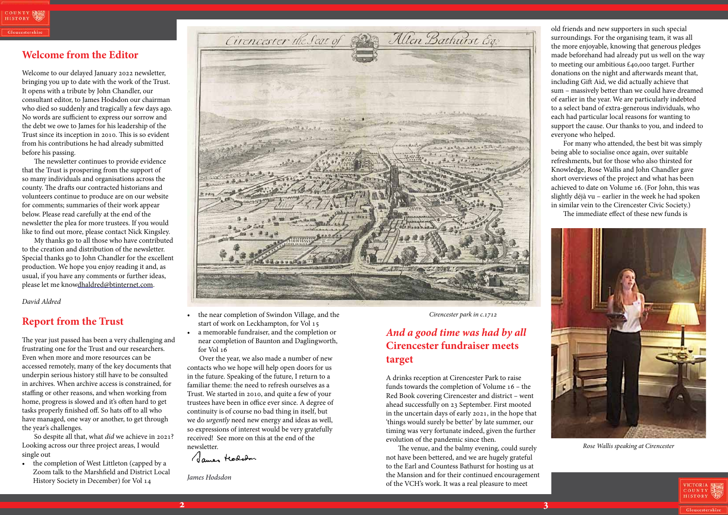## Welcome from the Editor

Welcome to our delayed January 2022 newsletter, bringing you up to date with the work of the Trust. It opens with a tribute by John Chandler, our consultant editor, to James Hodsdon our chairman who died so suddenly and tragically a few days ago. No words are sufficient to express our sorrow and the debt we owe to James for his leadership of the Trust since its inception in 2010. This is so evident from his contributions he had already submitted before his passing.

The newsletter continues to provide evidence that the Trust is prospering from the support of so many individuals and organisations across the county. The drafts our contracted historians and volunteers continue to produce are on our website for comments; summaries of their work appear below. Please read carefully at the end of the newsletter the plea for more trustees. If you would like to find out more, please contact Nick Kingsley.

My thanks go to all those who have contributed to the creation and distribution of the newsletter. Special thanks go to John Chandler for the excellent production. We hope you enjoy reading it and, as usual, if you have any comments or further ideas, please let me knowdhaldred@btinternet.com.

*David Aldred*

## Report from the Trust

The year just passed has been a very challenging and frustrating one for the Trust and our researchers. Even when more and more resources can be accessed remotely, many of the key documents that underpin serious history still have to be consulted in archives. When archive access is constrained, for staffing or other reasons, and when working from home, progress is slowed and it's often hard to get tasks properly finished off. So hats off to all who have managed, one way or another, to get through the year's challenges.

So despite all that, what *did* we achieve in 2021? Looking across our three project areas, I would single out

- the completion of West Littleton (capped by a Zoom talk to the Marshfield and District Local History Society in December) for Vol 14
- the near completion of Swindon Village, and the start of work on Leckhampton, for Vol 15
- a memorable fundraiser, and the completion or near completion of Baunton and Daglingworth, for Vol 16

Over the year, we also made a number of new contacts who we hope will help open doors for us in the future. Speaking of the future, I return to a familiar theme: the need to refresh ourselves as a Trust. We started in 2010, and quite a few of your trustees have been in office ever since. A degree of continuity is of course no bad thing in itself, but we do *urgently* need new energy and ideas as well, so expressions of interest would be very gratefully received! See more on this at the end of the newsletter.

*James Hodsdon*

*Cirencester park in c.1712*

## *And a good time was had by all* Cirencester fundraiser meets target

A drinks reception at Cirencester Park to raise funds towards the completion of Volume 16 – the Red Book covering Cirencester and district – went ahead successfully on 23 September. First mooted in the uncertain days of early 2021, in the hope that 'things would surely be better' by late summer, our timing was very fortunate indeed, given the further evolution of the pandemic since then.

The venue, and the balmy evening, could surely not have been bettered, and we are hugely grateful to the Earl and Countess Bathurst for hosting us at the Mansion and for their continued encouragement of the VCH's work. It was a real pleasure to meet old friends and new supporters in such special surroundings. For the organising team, it was all the more enjoyable, knowing that generous pledges made beforehand had already put us well on the way to meeting our ambitious £40,000 target. Further donations on the night and afterwards meant that, including Gift Aid, we did actually achieve that sum – massively better than we could have dreamed of earlier in the year. We are particularly indebted to a select band of extra-generous individuals, who each had particular local reasons for wanting to support the cause. Our thanks to you, and indeed to everyone who helped.

For many who attended, the best bit was simply being able to socialise once again, over suitable refreshments, but for those who also thirsted for Knowledge, Rose Wallis and John Chandler gave short overviews of the project and what has been achieved to date on Volume 16. (For John, this was slightly déjà vu – earlier in the week he had spoken in similar vein to the Cirencester Civic Society.)

The immediate effect of these new funds is

*Rose Wallis speaking at Cirencester*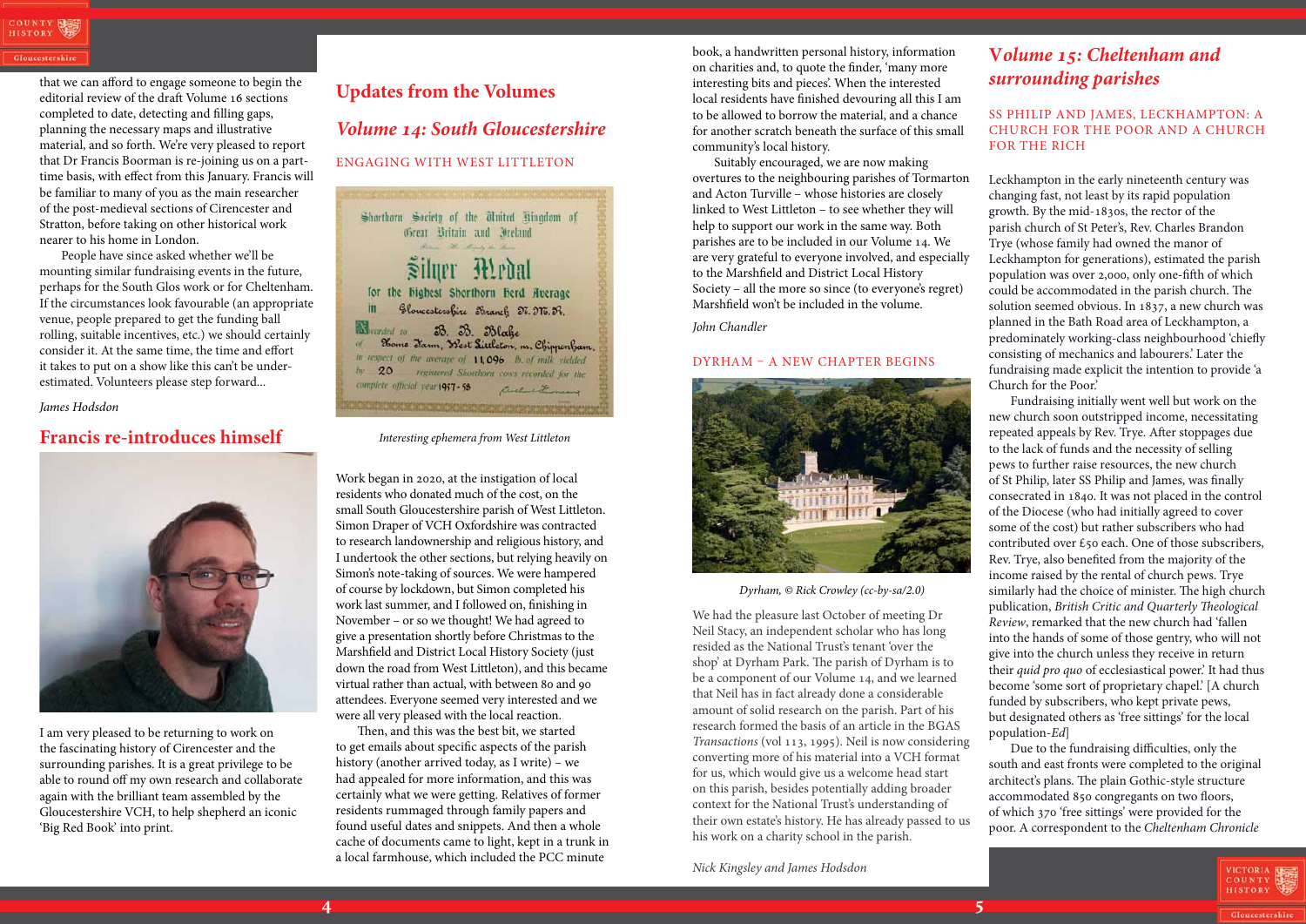that we can afford to engage someone to begin the editorial review of the draft Volume 16 sections completed to date, detecting and filling gaps, planning the necessary maps and illustrative material, and so forth. We're very pleased to report that Dr Francis Boorman is re-joining us on a part-time basis, with effect from this January. Francis will be familiar to many of you as the main researcher of the post-medieval sections of Cirencester and Stratton, before taking on other historical work nearer to his home in London.

People have since asked whether we'll be mounting similar fundraising events in the future, perhaps for the South Glos work or for Cheltenham. If the circumstances look favourable (an appropriate venue, people prepared to get the funding ball rolling, suitable incentives, etc.) we should certainly consider it. At the same time, the time and effort it takes to put on a show like this can't be under-estimated. Volunteers please step forward...

*James Hodsdon*

## Francis re-introduces himself

I am very pleased to be returning to work on the fascinating history of Cirencester and the surrounding parishes. It is a great privilege to be able to round off my own research and collaborate again with the brilliant team assembled by the Gloucestershire VCH, to help shepherd an iconic 'Big Red Book' into print.

# Updates from the Volumes

## *Volume 14: South Gloucestershire*

### ENGAGING WITH WEST LITTLETON

*Interesting ephemera from West Littleton*

Work began in 2020, at the instigation of local residents who donated much of the cost, on the small South Gloucestershire parish of West Littleton. Simon Draper of VCH Oxfordshire was contracted to research landownership and religious history, and I undertook the other sections, but relying heavily on Simon's note-taking of sources. We were hampered of course by lockdown, but Simon completed his work last summer, and I followed on, finishing in November – or so we thought! We had agreed to give a presentation shortly before Christmas to the Marshfield and District Local History Society (just down the road from West Littleton), and this became virtual rather than actual, with between 80 and 90 attendees. Everyone seemed very interested and we were all very pleased with the local reaction.

Then, and this was the best bit, we started to get emails about specific aspects of the parish history (another arrived today, as I write) – we had appealed for more information, and this was certainly what we were getting. Relatives of former residents rummaged through family papers and found useful dates and snippets. And then a whole cache of documents came to light, kept in a trunk in a local farmhouse, which included the PCC minute book, a handwritten personal history, information on charities and, to quote the finder, 'many more interesting bits and pieces'. When the interested local residents have finished devouring all this I am to be allowed to borrow the material, and a chance for another scratch beneath the surface of this small community's local history.

Suitably encouraged, we are now making overtures to the neighbouring parishes of Tormarton and Acton Turville – whose histories are closely linked to West Littleton – to see whether they will help to support our work in the same way. Both parishes are to be included in our Volume 14. We are very grateful to everyone involved, and especially to the Marshfield and District Local History Society – all the more so since (to everyone's regret) Marshfield won't be included in the volume.

*John Chandler*

### DYRHAM – A NEW CHAPTER BEGINS

*Dyrham, © Rick Crowley (cc-by-sa/2.0)*

We had the pleasure last October of meeting Dr Neil Stacy, an independent scholar who has long resided as the National Trust's tenant 'over the shop' at Dyrham Park. The parish of Dyrham is to be a component of our Volume 14, and we learned that Neil has in fact already done a considerable amount of solid research on the parish. Part of his research formed the basis of an article in the BGAS *Transactions* (vol 113, 1995). Neil is now considering converting more of his material into a VCH format for us, which would give us a welcome head start on this parish, besides potentially adding broader context for the National Trust's understanding of their own estate's history. He has already passed to us his work on a charity school in the parish.

*Nick Kingsley and James Hodsdon*

## *Volume 15: Cheltenham and surrounding parishes*

### SS PHILIP AND JAMES, LECKHAMPTON: A CHURCH FOR THE POOR AND A CHURCH FOR THE RICH

Leckhampton in the early nineteenth century was changing fast, not least by its rapid population growth. By the mid-1830s, the rector of the parish church of St Peter's, Rev. Charles Brandon Trye (whose family had owned the manor of Leckhampton for generations), estimated the parish population was over 2,000, only one-fifth of which could be accommodated in the parish church. The solution seemed obvious. In 1837, a new church was planned in the Bath Road area of Leckhampton, a predominately working-class neighbourhood 'chiefly consisting of mechanics and labourers.' Later the fundraising made explicit the intention to provide 'a Church for the Poor.'

Fundraising initially went well but work on the new church soon outstripped income, necessitating repeated appeals by Rev. Trye. After stoppages due to the lack of funds and the necessity of selling pews to further raise resources, the new church of St Philip, later SS Philip and James, was finally consecrated in 1840. It was not placed in the control of the Diocese (who had initially agreed to cover some of the cost) but rather subscribers who had contributed over £50 each. One of those subscribers, Rev. Trye, also benefited from the majority of the income raised by the rental of church pews. Trye similarly had the choice of minister. The high church publication, *British Critic and Quarterly Theological Review*, remarked that the new church had 'fallen into the hands of some of those gentry, who will not give into the church unless they receive in return their *quid pro quo* of ecclesiastical power.' It had thus become 'some sort of proprietary chapel.' [A church funded by subscribers, who kept private pews, but designated others as 'free sittings' for the local population-*Ed*]

Due to the fundraising difficulties, only the south and east fronts were completed to the original architect's plans. The plain Gothic-style structure accommodated 850 congregants on two floors, of which 370 'free sittings' were provided for the poor. A correspondent to the *Cheltenham Chronicle*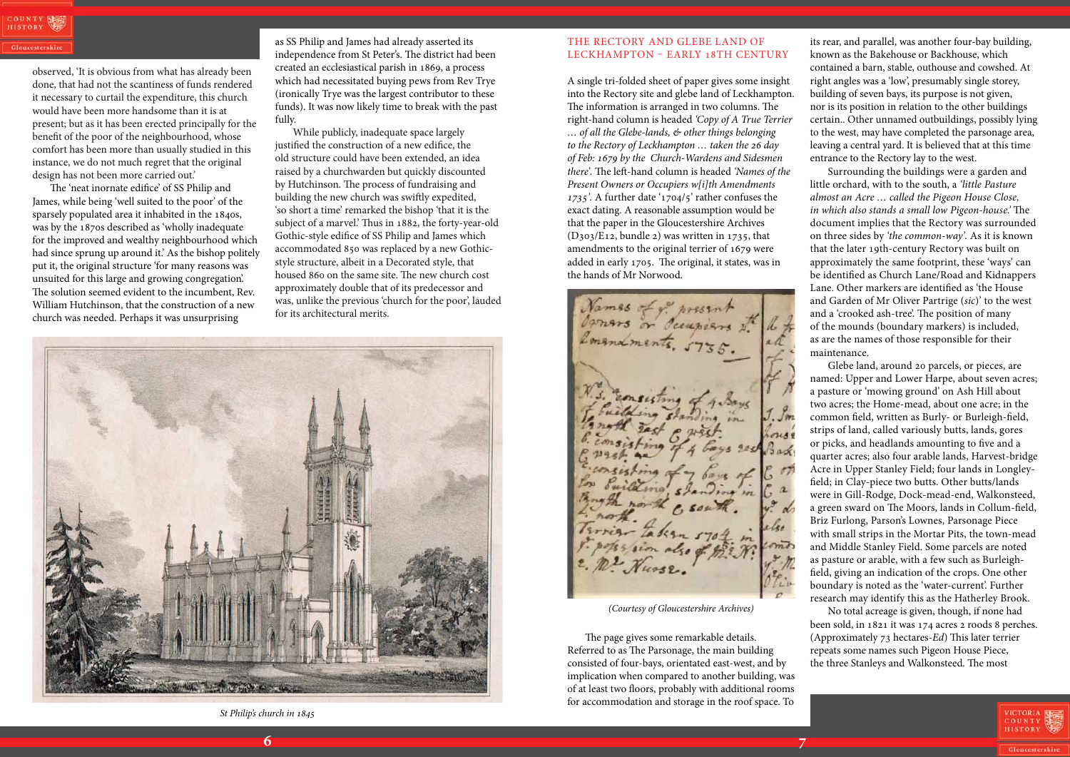observed, 'It is obvious from what has already been done, that had not the scantiness of funds rendered it necessary to curtail the expenditure, this church would have been more handsome than it is at present; but as it has been erected principally for the benefit of the poor of the neighbourhood, whose comfort has been more than usually studied in this instance, we do not much regret that the original design has not been more carried out.'

The 'neat inornate edifice' of SS Philip and James, while being 'well suited to the poor' of the sparsely populated area it inhabited in the 1840s, was by the 1870s described as 'wholly inadequate for the improved and wealthy neighbourhood which had since sprung up around it.' As the bishop politely put it, the original structure 'for many reasons was unsuited for this large and growing congregation'. The solution seemed evident to the incumbent, Rev. William Hutchinson, that the construction of a new church was needed. Perhaps it was unsurprising as SS Philip and James had already asserted its independence from St Peter's. The district had been created an ecclesiastical parish in 1869, a process which had necessitated buying pews from Rev Trye (ironically Trye was the largest contributor to these funds). It was now likely time to break with the past fully.

While publicly, inadequate space largely justified the construction of a new edifice, the old structure could have been extended, an idea raised by a churchwarden but quickly discounted by Hutchinson. The process of fundraising and building the new church was swiftly expedited, 'so short a time' remarked the bishop 'that it is the subject of a marvel.' Thus in 1882, the forty-year-old Gothic-style edifice of SS Philip and James which accommodated 850 was replaced by a new Gothic-style structure, albeit in a Decorated style, that housed 860 on the same site. The new church cost approximately double that of its predecessor and was, unlike the previous 'church for the poor', lauded for its architectural merits.

*St Philip's church in 1845*

## THE RECTORY AND GLEBE LAND OF LECKHAMPTON – EARLY 18TH CENTURY

A single tri-folded sheet of paper gives some insight into the Rectory site and glebe land of Leckhampton. The information is arranged in two columns. The right-hand column is headed *'Copy of A True Terrier … of all the Glebe-lands, & other things belonging to the Rectory of Leckhampton … taken the 26 day of Feb: 1679 by the Church-Wardens and Sidesmen there'*. The left-hand column is headed *'Names of the Present Owners or Occupiers w[i]th Amendments 1735'*. A further date '1704/5' rather confuses the exact dating. A reasonable assumption would be that the paper in the Gloucestershire Archives (D303/E12, bundle 2) was written in 1735, that amendments to the original terrier of 1679 were added in early 1705. The original, it states, was in the hands of Mr Norwood.

*(Courtesy of Gloucestershire Archives)*

The page gives some remarkable details. Referred to as The Parsonage, the main building consisted of four-bays, orientated east-west, and by implication when compared to another building, was of at least two floors, probably with additional rooms for accommodation and storage in the roof space. To its rear, and parallel, was another four-bay building, known as the Bakehouse or Backhouse, which contained a barn, stable, outhouse and cowshed. At right angles was a 'low', presumably single storey, building of seven bays, its purpose is not given, nor is its position in relation to the other buildings certain.. Other unnamed outbuildings, possibly lying to the west, may have completed the parsonage area, leaving a central yard. It is believed that at this time entrance to the Rectory lay to the west.

Surrounding the buildings were a garden and little orchard, with to the south, a *'little Pasture almost an Acre … called the Pigeon House Close, in which also stands a small low Pigeon-house.'* The document implies that the Rectory was surrounded on three sides by *'the common-way'*. As it is known that the later 19th-century Rectory was built on approximately the same footprint, these 'ways' can be identified as Church Lane/Road and Kidnappers Lane. Other markers are identified as 'the House and Garden of Mr Oliver Partrige (*sic*)' to the west and a 'crooked ash-tree'. The position of many of the mounds (boundary markers) is included, as are the names of those responsible for their maintenance.

Glebe land, around 20 parcels, or pieces, are named: Upper and Lower Harpe, about seven acres; a pasture or 'mowing ground' on Ash Hill about two acres; the Home-mead, about one acre; in the common field, written as Burly- or Burleigh-field, strips of land, called variously butts, lands, gores or picks, and headlands amounting to five and a quarter acres; also four arable lands, Harvest-bridge Acre in Upper Stanley Field; four lands in Longley-field; in Clay-piece two butts. Other butts/lands were in Gill-Rodge, Dock-mead-end, Walkonsteed, a green sward on The Moors, lands in Collum-field, Briz Furlong, Parson's Lownes, Parsonage Piece with small strips in the Mortar Pits, the town-mead and Middle Stanley Field. Some parcels are noted as pasture or arable, with a few such as Burleigh-field, giving an indication of the crops. One other boundary is noted as the 'water-current'. Further research may identify this as the Hatherley Brook.

No total acreage is given, though, if none had been sold, in 1821 it was 174 acres 2 roods 8 perches. (Approximately 73 hectares-*Ed*) This later terrier repeats some names such Pigeon House Piece, the three Stanleys and Walkonsteed. The most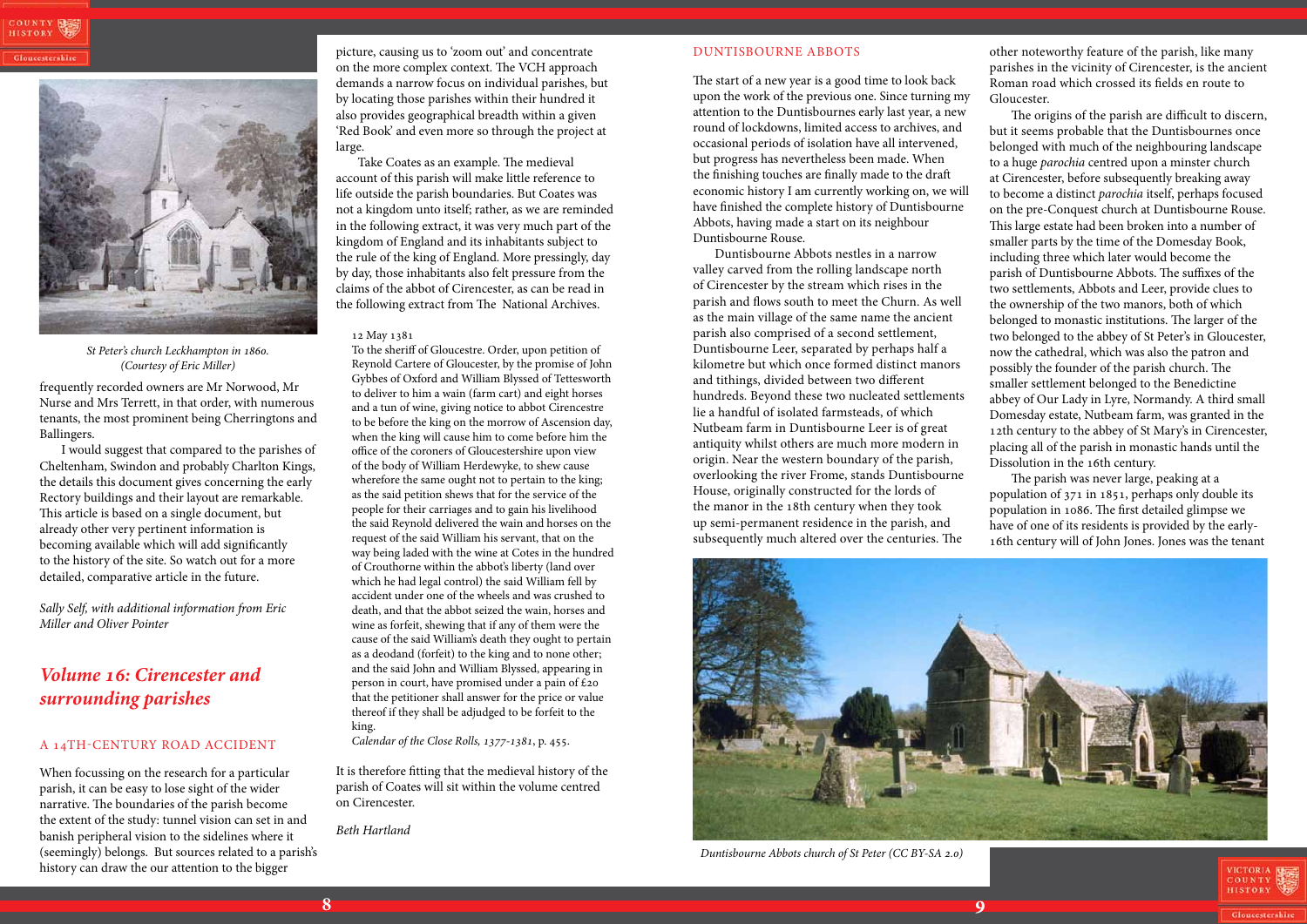*St Peter's church Leckhampton in 1860. (Courtesy of Eric Miller)*

frequently recorded owners are Mr Norwood, Mr Nurse and Mrs Terrett, in that order, with numerous tenants, the most prominent being Cherringtons and Ballingers.

I would suggest that compared to the parishes of Cheltenham, Swindon and probably Charlton Kings, the details this document gives concerning the early Rectory buildings and their layout are remarkable. This article is based on a single document, but already other very pertinent information is becoming available which will add significantly to the history of the site. So watch out for a more detailed, comparative article in the future.

*Sally Self, with additional information from Eric Miller and Oliver Pointer*

## *Volume 16: Cirencester and surrounding parishes*

### A 14TH-CENTURY ROAD ACCIDENT

When focussing on the research for a particular parish, it can be easy to lose sight of the wider narrative. The boundaries of the parish become the extent of the study: tunnel vision can set in and banish peripheral vision to the sidelines where it (seemingly) belongs. But sources related to a parish's history can draw the our attention to the bigger picture, causing us to 'zoom out' and concentrate on the more complex context. The VCH approach demands a narrow focus on individual parishes, but by locating those parishes within their hundred it also provides geographical breadth within a given 'Red Book' and even more so through the project at large.

Take Coates as an example. The medieval account of this parish will make little reference to life outside the parish boundaries. But Coates was not a kingdom unto itself; rather, as we are reminded in the following extract, it was very much part of the kingdom of England and its inhabitants subject to the rule of the king of England. More pressingly, day by day, those inhabitants also felt pressure from the claims of the abbot of Cirencester, as can be read in the following extract from The National Archives.

> 12 May 1381
> To the sheriff of Gloucestre. Order, upon petition of Reynold Cartere of Gloucester, by the promise of John Gybbes of Oxford and William Blyssed of Tettesworth to deliver to him a wain (farm cart) and eight horses and a tun of wine, giving notice to abbot Cirencestre to be before the king on the morrow of Ascension day, when the king will cause him to come before him the office of the coroners of Gloucestershire upon view of the body of William Herdewyke, to shew cause wherefore the same ought not to pertain to the king; as the said petition shews that for the service of the people for their carriages and to gain his livelihood the said Reynold delivered the wain and horses on the request of the said William his servant, that on the way being laded with the wine at Cotes in the hundred of Crouthorne within the abbot's liberty (land over which he had legal control) the said William fell by accident under one of the wheels and was crushed to death, and that the abbot seized the wain, horses and wine as forfeit, shewing that if any of them were the cause of the said William's death they ought to pertain as a deodand (forfeit) to the king and to none other; and the said John and William Blyssed, appearing in person in court, have promised under a pain of £20 that the petitioner shall answer for the price or value thereof if they shall be adjudged to be forfeit to the king.
> *Calendar of the Close Rolls, 1377-1381*, p. 455.

It is therefore fitting that the medieval history of the parish of Coates will sit within the volume centred on Cirencester.

*Beth Hartland*

### DUNTISBOURNE ABBOTS

The start of a new year is a good time to look back upon the work of the previous one. Since turning my attention to the Duntisbournes early last year, a new round of lockdowns, limited access to archives, and occasional periods of isolation have all intervened, but progress has nevertheless been made. When the finishing touches are finally made to the draft economic history I am currently working on, we will have finished the complete history of Duntisbourne Abbots, having made a start on its neighbour Duntisbourne Rouse.

Duntisbourne Abbots nestles in a narrow valley carved from the rolling landscape north of Cirencester by the stream which rises in the parish and flows south to meet the Churn. As well as the main village of the same name the ancient parish also comprised of a second settlement, Duntisbourne Leer, separated by perhaps half a kilometre but which once formed distinct manors and tithings, divided between two different hundreds. Beyond these two nucleated settlements lie a handful of isolated farmsteads, of which Nutbeam farm in Duntisbourne Leer is of great antiquity whilst others are much more modern in origin. Near the western boundary of the parish, overlooking the river Frome, stands Duntisbourne House, originally constructed for the lords of the manor in the 18th century when they took up semi-permanent residence in the parish, and subsequently much altered over the centuries. The other noteworthy feature of the parish, like many parishes in the vicinity of Cirencester, is the ancient Roman road which crossed its fields en route to Gloucester.

The origins of the parish are difficult to discern, but it seems probable that the Duntisbournes once belonged with much of the neighbouring landscape to a huge *parochia* centred upon a minster church at Cirencester, before subsequently breaking away to become a distinct *parochia* itself, perhaps focused on the pre-Conquest church at Duntisbourne Rouse. This large estate had been broken into a number of smaller parts by the time of the Domesday Book, including three which later would become the parish of Duntisbourne Abbots. The suffixes of the two settlements, Abbots and Leer, provide clues to the ownership of the two manors, both of which belonged to monastic institutions. The larger of the two belonged to the abbey of St Peter's in Gloucester, now the cathedral, which was also the patron and possibly the founder of the parish church. The smaller settlement belonged to the Benedictine abbey of Our Lady in Lyre, Normandy. A third small Domesday estate, Nutbeam farm, was granted in the 12th century to the abbey of St Mary's in Cirencester, placing all of the parish in monastic hands until the Dissolution in the 16th century.

The parish was never large, peaking at a population of 371 in 1851, perhaps only double its population in 1086. The first detailed glimpse we have of one of its residents is provided by the early-16th century will of John Jones. Jones was the tenant

*Duntisbourne Abbots church of St Peter (CC BY-SA 2.0)*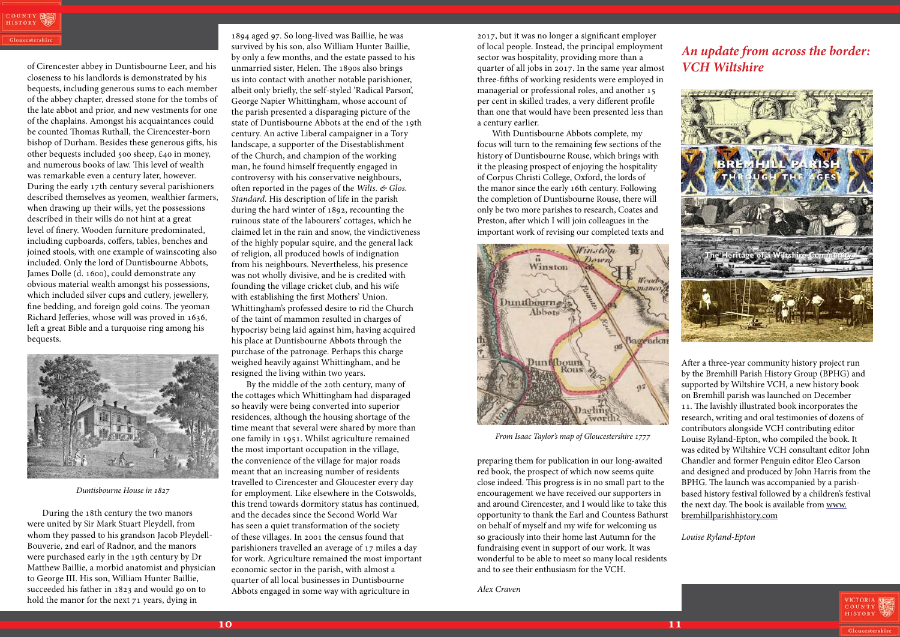of Cirencester abbey in Duntisbourne Leer, and his closeness to his landlords is demonstrated by his bequests, including generous sums to each member of the abbey chapter, dressed stone for the tombs of the late abbot and prior, and new vestments for one of the chaplains. Amongst his acquaintances could be counted Thomas Ruthall, the Cirencester-born bishop of Durham. Besides these generous gifts, his other bequests included 500 sheep, £40 in money, and numerous books of law. This level of wealth was remarkable even a century later, however. During the early 17th century several parishioners described themselves as yeomen, wealthier farmers, when drawing up their wills, yet the possessions described in their wills do not hint at a great level of finery. Wooden furniture predominated, including cupboards, coffers, tables, benches and joined stools, with one example of wainscoting also included. Only the lord of Duntisbourne Abbots, James Dolle (d. 1600), could demonstrate any obvious material wealth amongst his possessions, which included silver cups and cutlery, jewellery, fine bedding, and foreign gold coins. The yeoman Richard Jefferies, whose will was proved in 1636, left a great Bible and a turquoise ring among his bequests.

*Duntisbourne House in 1827*

During the 18th century the two manors were united by Sir Mark Stuart Pleydell, from whom they passed to his grandson Jacob Pleydell-Bouverie, 2nd earl of Radnor, and the manors were purchased early in the 19th century by Dr Matthew Baillie, a morbid anatomist and physician to George III. His son, William Hunter Baillie, succeeded his father in 1823 and would go on to hold the manor for the next 71 years, dying in 1894 aged 97. So long-lived was Baillie, he was survived by his son, also William Hunter Baillie, by only a few months, and the estate passed to his unmarried sister, Helen. The 1890s also brings us into contact with another notable parishioner, albeit only briefly, the self-styled 'Radical Parson', George Napier Whittingham, whose account of the parish presented a disparaging picture of the state of Duntisbourne Abbots at the end of the 19th century. An active Liberal campaigner in a Tory landscape, a supporter of the Disestablishment of the Church, and champion of the working man, he found himself frequently engaged in controversy with his conservative neighbours, often reported in the pages of the *Wilts. & Glos. Standard*. His description of life in the parish during the hard winter of 1892, recounting the ruinous state of the labourers' cottages, which he claimed let in the rain and snow, the vindictiveness of the highly popular squire, and the general lack of religion, all produced howls of indignation from his neighbours. Nevertheless, his presence was not wholly divisive, and he is credited with founding the village cricket club, and his wife with establishing the first Mothers' Union. Whittingham's professed desire to rid the Church of the taint of mammon resulted in charges of hypocrisy being laid against him, having acquired his place at Duntisbourne Abbots through the purchase of the patronage. Perhaps this charge weighed heavily against Whittingham, and he resigned the living within two years.

By the middle of the 20th century, many of the cottages which Whittingham had disparaged so heavily were being converted into superior residences, although the housing shortage of the time meant that several were shared by more than one family in 1951. Whilst agriculture remained the most important occupation in the village, the convenience of the village for major roads meant that an increasing number of residents travelled to Cirencester and Gloucester every day for employment. Like elsewhere in the Cotswolds, this trend towards dormitory status has continued, and the decades since the Second World War has seen a quiet transformation of the society of these villages. In 2001 the census found that parishioners travelled an average of 17 miles a day for work. Agriculture remained the most important economic sector in the parish, with almost a quarter of all local businesses in Duntisbourne Abbots engaged in some way with agriculture in 2017, but it was no longer a significant employer of local people. Instead, the principal employment sector was hospitality, providing more than a quarter of all jobs in 2017. In the same year almost three-fifths of working residents were employed in managerial or professional roles, and another 15 per cent in skilled trades, a very different profile than one that would have been presented less than a century earlier.

With Duntisbourne Abbots complete, my focus will turn to the remaining few sections of the history of Duntisbourne Rouse, which brings with it the pleasing prospect of enjoying the hospitality of Corpus Christi College, Oxford, the lords of the manor since the early 16th century. Following the completion of Duntisbourne Rouse, there will only be two more parishes to research, Coates and Preston, after which I will join colleagues in the important work of revising our completed texts and preparing them for publication in our long-awaited red book, the prospect of which now seems quite close indeed. This progress is in no small part to the encouragement we have received our supporters in and around Cirencester, and I would like to take this opportunity to thank the Earl and Countess Bathurst on behalf of myself and my wife for welcoming us so graciously into their home last Autumn for the fundraising event in support of our work. It was wonderful to be able to meet so many local residents and to see their enthusiasm for the VCH.

*From Isaac Taylor's map of Gloucestershire 1777*

*Alex Craven*

## *An update from across the border: VCH Wiltshire*

After a three-year community history project run by the Bremhill Parish History Group (BPHG) and supported by Wiltshire VCH, a new history book on Bremhill parish was launched on December 11. The lavishly illustrated book incorporates the research, writing and oral testimonies of dozens of contributors alongside VCH contributing editor Louise Ryland-Epton, who compiled the book. It was edited by Wiltshire VCH consultant editor John Chandler and former Penguin editor Eleo Carson and designed and produced by John Harris from the BPHG. The launch was accompanied by a parish-based history festival followed by a children's festival the next day. The book is available from www.bremhillparishhistory.com

*Louise Ryland-Epton*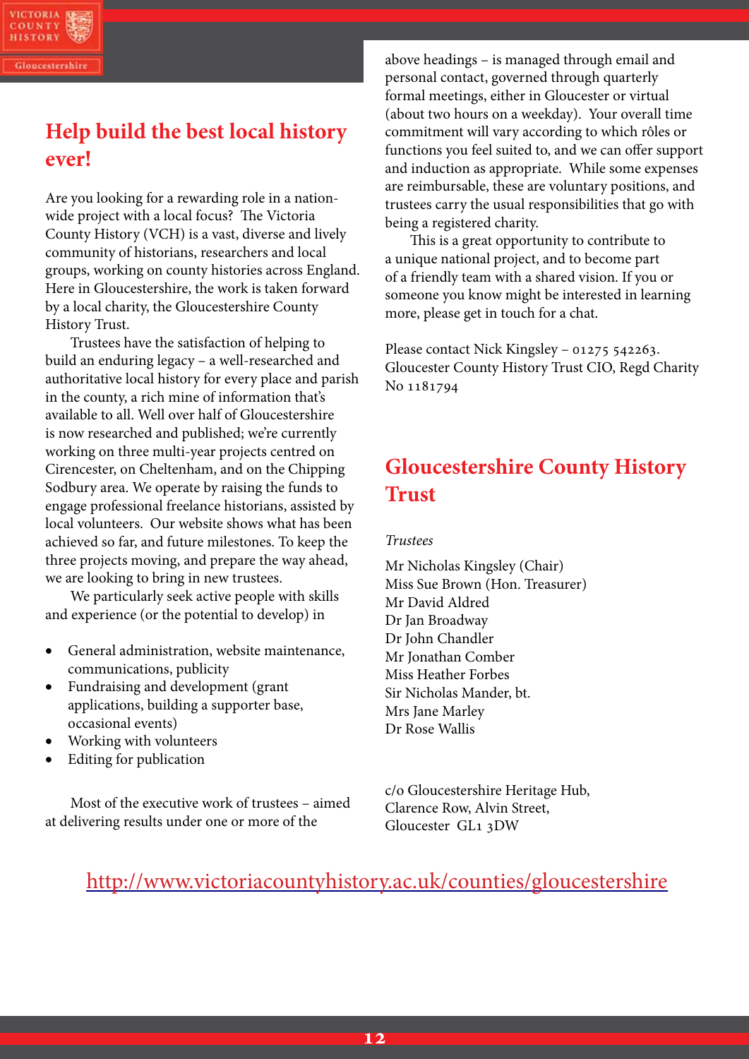# Help build the best local history ever!

Are you looking for a rewarding role in a nation-wide project with a local focus? The Victoria County History (VCH) is a vast, diverse and lively community of historians, researchers and local groups, working on county histories across England. Here in Gloucestershire, the work is taken forward by a local charity, the Gloucestershire County History Trust.

Trustees have the satisfaction of helping to build an enduring legacy – a well-researched and authoritative local history for every place and parish in the county, a rich mine of information that's available to all. Well over half of Gloucestershire is now researched and published; we're currently working on three multi-year projects centred on Cirencester, on Cheltenham, and on the Chipping Sodbury area. We operate by raising the funds to engage professional freelance historians, assisted by local volunteers. Our website shows what has been achieved so far, and future milestones. To keep the three projects moving, and prepare the way ahead, we are looking to bring in new trustees.

We particularly seek active people with skills and experience (or the potential to develop) in

- General administration, website maintenance, communications, publicity
- Fundraising and development (grant applications, building a supporter base, occasional events)
- Working with volunteers
- Editing for publication

Most of the executive work of trustees – aimed at delivering results under one or more of the above headings – is managed through email and personal contact, governed through quarterly formal meetings, either in Gloucester or virtual (about two hours on a weekday). Your overall time commitment will vary according to which rôles or functions you feel suited to, and we can offer support and induction as appropriate. While some expenses are reimbursable, these are voluntary positions, and trustees carry the usual responsibilities that go with being a registered charity.

This is a great opportunity to contribute to a unique national project, and to become part of a friendly team with a shared vision. If you or someone you know might be interested in learning more, please get in touch for a chat.

Please contact Nick Kingsley – 01275 542263.
Gloucester County History Trust CIO, Regd Charity No 1181794

# Gloucestershire County History Trust

*Trustees*

Mr Nicholas Kingsley (Chair)
Miss Sue Brown (Hon. Treasurer)
Mr David Aldred
Dr Jan Broadway
Dr John Chandler
Mr Jonathan Comber
Miss Heather Forbes
Sir Nicholas Mander, bt.
Mrs Jane Marley
Dr Rose Wallis

c/o Gloucestershire Heritage Hub,
Clarence Row, Alvin Street,
Gloucester GL1 3DW

http://www.victoriacountyhistory.ac.uk/counties/gloucestershire